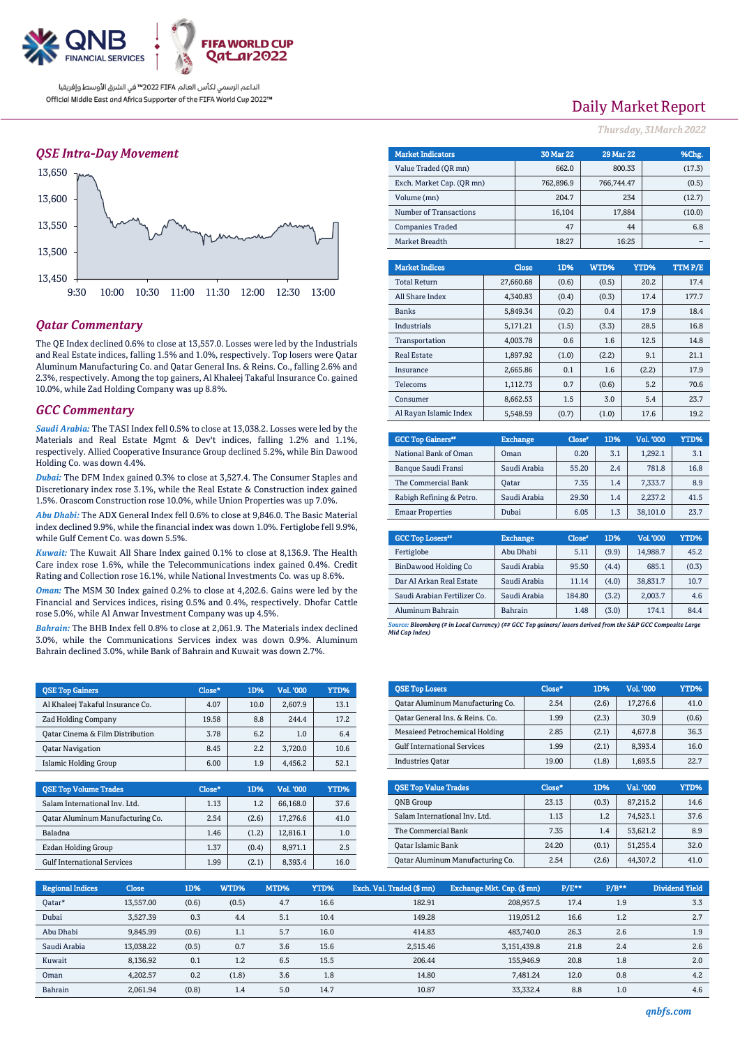الداعم الرسمي لكأس العالم FIFA 2022™ في الشرق الأوسط وإفريقيا

Official Middle East and Africa Supporter of the FIFA World Cup 2022™

# Daily Market Report

*Thursday, 31March 2022*

## QSE Intra-Day Movement

## Qatar Commentary

The QE Index declined 0.6% to close at 13,557.0. Losses were led by the Industrials and Real Estate indices, falling 1.5% and 1.0%, respectively. Top losers were Qatar Aluminum Manufacturing Co. and Qatar General Ins. & Reins. Co., falling 2.6% and 2.3%, respectively. Among the top gainers, Al Khaleej Takaful Insurance Co. gained 10.0%, while Zad Holding Company was up 8.8%.

## GCC Commentary

***Saudi Arabia:*** The TASI Index fell 0.5% to close at 13,038.2. Losses were led by the Materials and Real Estate Mgmt & Dev't indices, falling 1.2% and 1.1%, respectively. Allied Cooperative Insurance Group declined 5.2%, while Bin Dawood Holding Co. was down 4.4%.

***Dubai:*** The DFM Index gained 0.3% to close at 3,527.4. The Consumer Staples and Discretionary index rose 3.1%, while the Real Estate & Construction index gained 1.5%. Orascom Construction rose 10.0%, while Union Properties was up 7.0%.

***Abu Dhabi:*** The ADX General Index fell 0.6% to close at 9,846.0. The Basic Material index declined 9.9%, while the financial index was down 1.0%. Fertiglobe fell 9.9%, while Gulf Cement Co. was down 5.5%.

***Kuwait:*** The Kuwait All Share Index gained 0.1% to close at 8,136.9. The Health Care index rose 1.6%, while the Telecommunications index gained 0.4%. Credit Rating and Collection rose 16.1%, while National Investments Co. was up 8.6%.

***Oman:*** The MSM 30 Index gained 0.2% to close at 4,202.6. Gains were led by the Financial and Services indices, rising 0.5% and 0.4%, respectively. Dhofar Cattle rose 5.0%, while Al Anwar Investment Company was up 4.5%.

***Bahrain:*** The BHB Index fell 0.8% to close at 2,061.9. The Materials index declined 3.0%, while the Communications Services index was down 0.9%. Aluminum Bahrain declined 3.0%, while Bank of Bahrain and Kuwait was down 2.7%.

| Market Indicators | 30 Mar 22 | 29 Mar 22 | %Chg. |
|---|---|---|---|
| Value Traded (QR mn) | 662.0 | 800.33 | (17.3) |
| Exch. Market Cap. (QR mn) | 762,896.9 | 766,744.47 | (0.5) |
| Volume (mn) | 204.7 | 234 | (12.7) |
| Number of Transactions | 16,104 | 17,884 | (10.0) |
| Companies Traded | 47 | 44 | 6.8 |
| Market Breadth | 18:27 | 16:25 | – |

| Market Indices | Close | 1D% | WTD% | YTD% | TTM P/E |
|---|---|---|---|---|---|
| Total Return | 27,660.68 | (0.6) | (0.5) | 20.2 | 17.4 |
| All Share Index | 4,340.83 | (0.4) | (0.3) | 17.4 | 177.7 |
| Banks | 5,849.34 | (0.2) | 0.4 | 17.9 | 18.4 |
| Industrials | 5,171.21 | (1.5) | (3.3) | 28.5 | 16.8 |
| Transportation | 4,003.78 | 0.6 | 1.6 | 12.5 | 14.8 |
| Real Estate | 1,897.92 | (1.0) | (2.2) | 9.1 | 21.1 |
| Insurance | 2,665.86 | 0.1 | 1.6 | (2.2) | 17.9 |
| Telecoms | 1,112.73 | 0.7 | (0.6) | 5.2 | 70.6 |
| Consumer | 8,662.53 | 1.5 | 3.0 | 5.4 | 23.7 |
| Al Rayan Islamic Index | 5,548.59 | (0.7) | (1.0) | 17.6 | 19.2 |

| GCC Top Gainers## | Exchange | Close# | 1D% | Vol. '000 | YTD% |
|---|---|---|---|---|---|
| National Bank of Oman | Oman | 0.20 | 3.1 | 1,292.1 | 3.1 |
| Banque Saudi Fransi | Saudi Arabia | 55.20 | 2.4 | 781.8 | 16.8 |
| The Commercial Bank | Qatar | 7.35 | 1.4 | 7,333.7 | 8.9 |
| Rabigh Refining & Petro. | Saudi Arabia | 29.30 | 1.4 | 2,237.2 | 41.5 |
| Emaar Properties | Dubai | 6.05 | 1.3 | 38,101.0 | 23.7 |

| GCC Top Losers## | Exchange | Close# | 1D% | Vol. '000 | YTD% |
|---|---|---|---|---|---|
| Fertiglobe | Abu Dhabi | 5.11 | (9.9) | 14,988.7 | 45.2 |
| BinDawood Holding Co | Saudi Arabia | 95.50 | (4.4) | 685.1 | (0.3) |
| Dar Al Arkan Real Estate | Saudi Arabia | 11.14 | (4.0) | 38,831.7 | 10.7 |
| Saudi Arabian Fertilizer Co. | Saudi Arabia | 184.80 | (3.2) | 2,003.7 | 4.6 |
| Aluminum Bahrain | Bahrain | 1.48 | (3.0) | 174.1 | 84.4 |

*Source: Bloomberg (# in Local Currency) (## GCC Top gainers/ losers derived from the S&P GCC Composite Large Mid Cap Index)*

| QSE Top Gainers | Close* | 1D% | Vol. '000 | YTD% |
|---|---|---|---|---|
| Al Khaleej Takaful Insurance Co. | 4.07 | 10.0 | 2,607.9 | 13.1 |
| Zad Holding Company | 19.58 | 8.8 | 244.4 | 17.2 |
| Qatar Cinema & Film Distribution | 3.78 | 6.2 | 1.0 | 6.4 |
| Qatar Navigation | 8.45 | 2.2 | 3,720.0 | 10.6 |
| Islamic Holding Group | 6.00 | 1.9 | 4,456.2 | 52.1 |

| QSE Top Losers | Close* | 1D% | Vol. '000 | YTD% |
|---|---|---|---|---|
| Qatar Aluminum Manufacturing Co. | 2.54 | (2.6) | 17,276.6 | 41.0 |
| Qatar General Ins. & Reins. Co. | 1.99 | (2.3) | 30.9 | (0.6) |
| Mesaieed Petrochemical Holding | 2.85 | (2.1) | 4,677.8 | 36.3 |
| Gulf International Services | 1.99 | (2.1) | 8,393.4 | 16.0 |
| Industries Qatar | 19.00 | (1.8) | 1,693.5 | 22.7 |

| QSE Top Volume Trades | Close* | 1D% | Vol. '000 | YTD% |
|---|---|---|---|---|
| Salam International Inv. Ltd. | 1.13 | 1.2 | 66,168.0 | 37.6 |
| Qatar Aluminum Manufacturing Co. | 2.54 | (2.6) | 17,276.6 | 41.0 |
| Baladna | 1.46 | (1.2) | 12,816.1 | 1.0 |
| Ezdan Holding Group | 1.37 | (0.4) | 8,971.1 | 2.5 |
| Gulf International Services | 1.99 | (2.1) | 8,393.4 | 16.0 |

| QSE Top Value Trades | Close* | 1D% | Val. '000 | YTD% |
|---|---|---|---|---|
| QNB Group | 23.13 | (0.3) | 87,215.2 | 14.6 |
| Salam International Inv. Ltd. | 1.13 | 1.2 | 74,523.1 | 37.6 |
| The Commercial Bank | 7.35 | 1.4 | 53,621.2 | 8.9 |
| Qatar Islamic Bank | 24.20 | (0.1) | 51,255.4 | 32.0 |
| Qatar Aluminum Manufacturing Co. | 2.54 | (2.6) | 44,307.2 | 41.0 |

| Regional Indices | Close | 1D% | WTD% | MTD% | YTD% | Exch. Val. Traded ($ mn) | Exchange Mkt. Cap. ($ mn) | P/E** | P/B** | Dividend Yield |
|---|---|---|---|---|---|---|---|---|---|---|
| Qatar* | 13,557.00 | (0.6) | (0.5) | 4.7 | 16.6 | 182.91 | 208,957.5 | 17.4 | 1.9 | 3.3 |
| Dubai | 3,527.39 | 0.3 | 4.4 | 5.1 | 10.4 | 149.28 | 119,051.2 | 16.6 | 1.2 | 2.7 |
| Abu Dhabi | 9,845.99 | (0.6) | 1.1 | 5.7 | 16.0 | 414.83 | 483,740.0 | 26.3 | 2.6 | 1.9 |
| Saudi Arabia | 13,038.22 | (0.5) | 0.7 | 3.6 | 15.6 | 2,515.46 | 3,151,439.8 | 21.8 | 2.4 | 2.6 |
| Kuwait | 8,136.92 | 0.1 | 1.2 | 6.5 | 15.5 | 206.44 | 155,946.9 | 20.8 | 1.8 | 2.0 |
| Oman | 4,202.57 | 0.2 | (1.8) | 3.6 | 1.8 | 14.80 | 7,481.24 | 12.0 | 0.8 | 4.2 |
| Bahrain | 2,061.94 | (0.8) | 1.4 | 5.0 | 14.7 | 10.87 | 33,332.4 | 8.8 | 1.0 | 4.6 |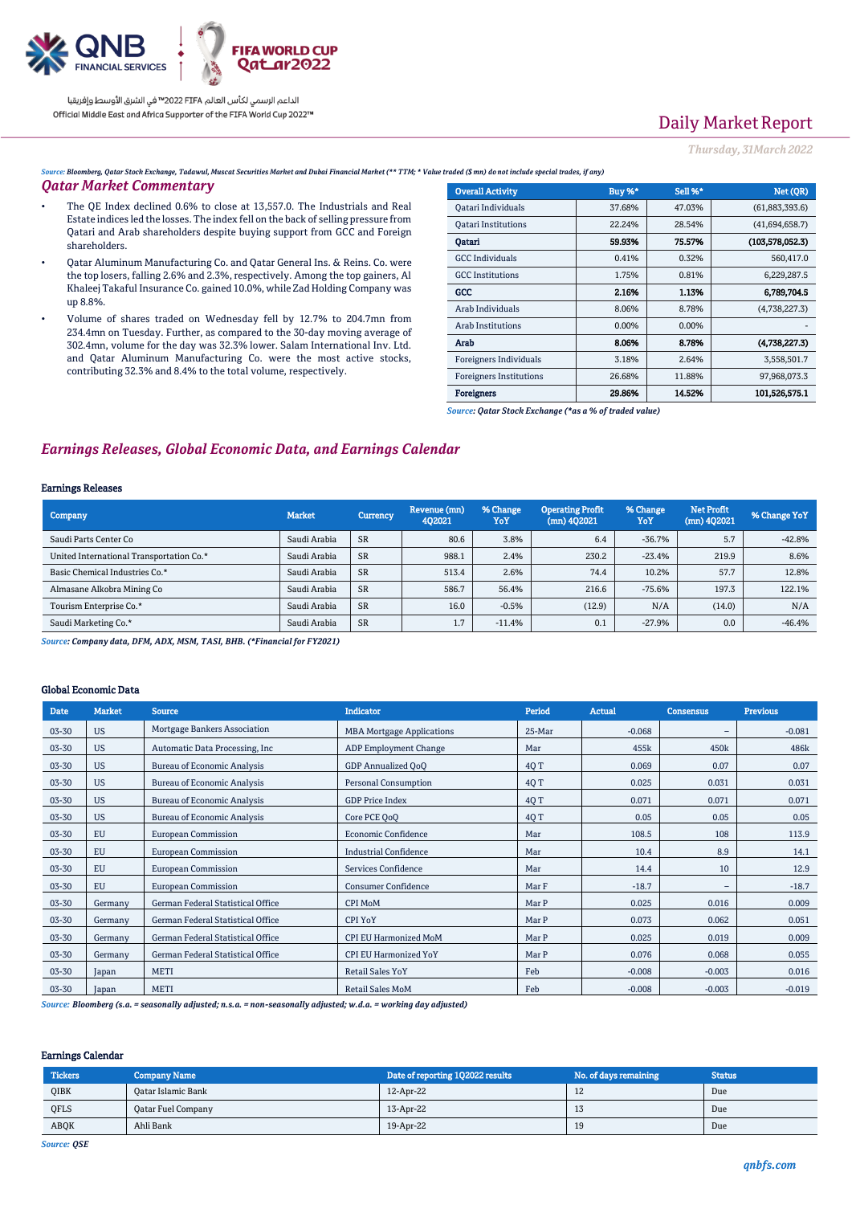Daily Market Report

*Thursday, 31March 2022*

*Source: Bloomberg, Qatar Stock Exchange, Tadawul, Muscat Securities Market and Dubai Financial Market (\*\* TTM; \* Value traded ($ mn) do not include special trades, if any)*

## Qatar Market Commentary

- The QE Index declined 0.6% to close at 13,557.0. The Industrials and Real Estate indices led the losses. The index fell on the back of selling pressure from Qatari and Arab shareholders despite buying support from GCC and Foreign shareholders.
- Qatar Aluminum Manufacturing Co. and Qatar General Ins. & Reins. Co. were the top losers, falling 2.6% and 2.3%, respectively. Among the top gainers, Al Khaleej Takaful Insurance Co. gained 10.0%, while Zad Holding Company was up 8.8%.
- Volume of shares traded on Wednesday fell by 12.7% to 204.7mn from 234.4mn on Tuesday. Further, as compared to the 30-day moving average of 302.4mn, volume for the day was 32.3% lower. Salam International Inv. Ltd. and Qatar Aluminum Manufacturing Co. were the most active stocks, contributing 32.3% and 8.4% to the total volume, respectively.

| Overall Activity | Buy %* | Sell %* | Net (QR) |
|---|---|---|---|
| Qatari Individuals | 37.68% | 47.03% | (61,883,393.6) |
| Qatari Institutions | 22.24% | 28.54% | (41,694,658.7) |
| **Qatari** | **59.93%** | **75.57%** | **(103,578,052.3)** |
| GCC Individuals | 0.41% | 0.32% | 560,417.0 |
| GCC Institutions | 1.75% | 0.81% | 6,229,287.5 |
| **GCC** | **2.16%** | **1.13%** | **6,789,704.5** |
| Arab Individuals | 8.06% | 8.78% | (4,738,227.3) |
| Arab Institutions | 0.00% | 0.00% | - |
| **Arab** | **8.06%** | **8.78%** | **(4,738,227.3)** |
| Foreigners Individuals | 3.18% | 2.64% | 3,558,501.7 |
| Foreigners Institutions | 26.68% | 11.88% | 97,968,073.3 |
| **Foreigners** | **29.86%** | **14.52%** | **101,526,575.1** |

*Source: Qatar Stock Exchange (\*as a % of traded value)*

## Earnings Releases, Global Economic Data, and Earnings Calendar

### Earnings Releases

| Company | Market | Currency | Revenue (mn) 4Q2021 | % Change YoY | Operating Profit (mn) 4Q2021 | % Change YoY | Net Profit (mn) 4Q2021 | % Change YoY |
|---|---|---|---|---|---|---|---|---|
| Saudi Parts Center Co | Saudi Arabia | SR | 80.6 | 3.8% | 6.4 | -36.7% | 5.7 | -42.8% |
| United International Transportation Co.* | Saudi Arabia | SR | 988.1 | 2.4% | 230.2 | -23.4% | 219.9 | 8.6% |
| Basic Chemical Industries Co.* | Saudi Arabia | SR | 513.4 | 2.6% | 74.4 | 10.2% | 57.7 | 12.8% |
| Almasane Alkobra Mining Co | Saudi Arabia | SR | 586.7 | 56.4% | 216.6 | -75.6% | 197.3 | 122.1% |
| Tourism Enterprise Co.* | Saudi Arabia | SR | 16.0 | -0.5% | (12.9) | N/A | (14.0) | N/A |
| Saudi Marketing Co.* | Saudi Arabia | SR | 1.7 | -11.4% | 0.1 | -27.9% | 0.0 | -46.4% |

*Source: Company data, DFM, ADX, MSM, TASI, BHB. (\*Financial for FY2021)*

### Global Economic Data

| Date | Market | Source | Indicator | Period | Actual | Consensus | Previous |
|---|---|---|---|---|---|---|---|
| 03-30 | US | Mortgage Bankers Association | MBA Mortgage Applications | 25-Mar | -0.068 | – | -0.081 |
| 03-30 | US | Automatic Data Processing, Inc | ADP Employment Change | Mar | 455k | 450k | 486k |
| 03-30 | US | Bureau of Economic Analysis | GDP Annualized QoQ | 4Q T | 0.069 | 0.07 | 0.07 |
| 03-30 | US | Bureau of Economic Analysis | Personal Consumption | 4Q T | 0.025 | 0.031 | 0.031 |
| 03-30 | US | Bureau of Economic Analysis | GDP Price Index | 4Q T | 0.071 | 0.071 | 0.071 |
| 03-30 | US | Bureau of Economic Analysis | Core PCE QoQ | 4Q T | 0.05 | 0.05 | 0.05 |
| 03-30 | EU | European Commission | Economic Confidence | Mar | 108.5 | 108 | 113.9 |
| 03-30 | EU | European Commission | Industrial Confidence | Mar | 10.4 | 8.9 | 14.1 |
| 03-30 | EU | European Commission | Services Confidence | Mar | 14.4 | 10 | 12.9 |
| 03-30 | EU | European Commission | Consumer Confidence | Mar F | -18.7 | – | -18.7 |
| 03-30 | Germany | German Federal Statistical Office | CPI MoM | Mar P | 0.025 | 0.016 | 0.009 |
| 03-30 | Germany | German Federal Statistical Office | CPI YoY | Mar P | 0.073 | 0.062 | 0.051 |
| 03-30 | Germany | German Federal Statistical Office | CPI EU Harmonized MoM | Mar P | 0.025 | 0.019 | 0.009 |
| 03-30 | Germany | German Federal Statistical Office | CPI EU Harmonized YoY | Mar P | 0.076 | 0.068 | 0.055 |
| 03-30 | Japan | METI | Retail Sales YoY | Feb | -0.008 | -0.003 | 0.016 |
| 03-30 | Japan | METI | Retail Sales MoM | Feb | -0.008 | -0.003 | -0.019 |

*Source: Bloomberg (s.a. = seasonally adjusted; n.s.a. = non-seasonally adjusted; w.d.a. = working day adjusted)*

### Earnings Calendar

| Tickers | Company Name | Date of reporting 1Q2022 results | No. of days remaining | Status |
|---|---|---|---|---|
| QIBK | Qatar Islamic Bank | 12-Apr-22 | 12 | Due |
| QFLS | Qatar Fuel Company | 13-Apr-22 | 13 | Due |
| ABQK | Ahli Bank | 19-Apr-22 | 19 | Due |

*Source: QSE*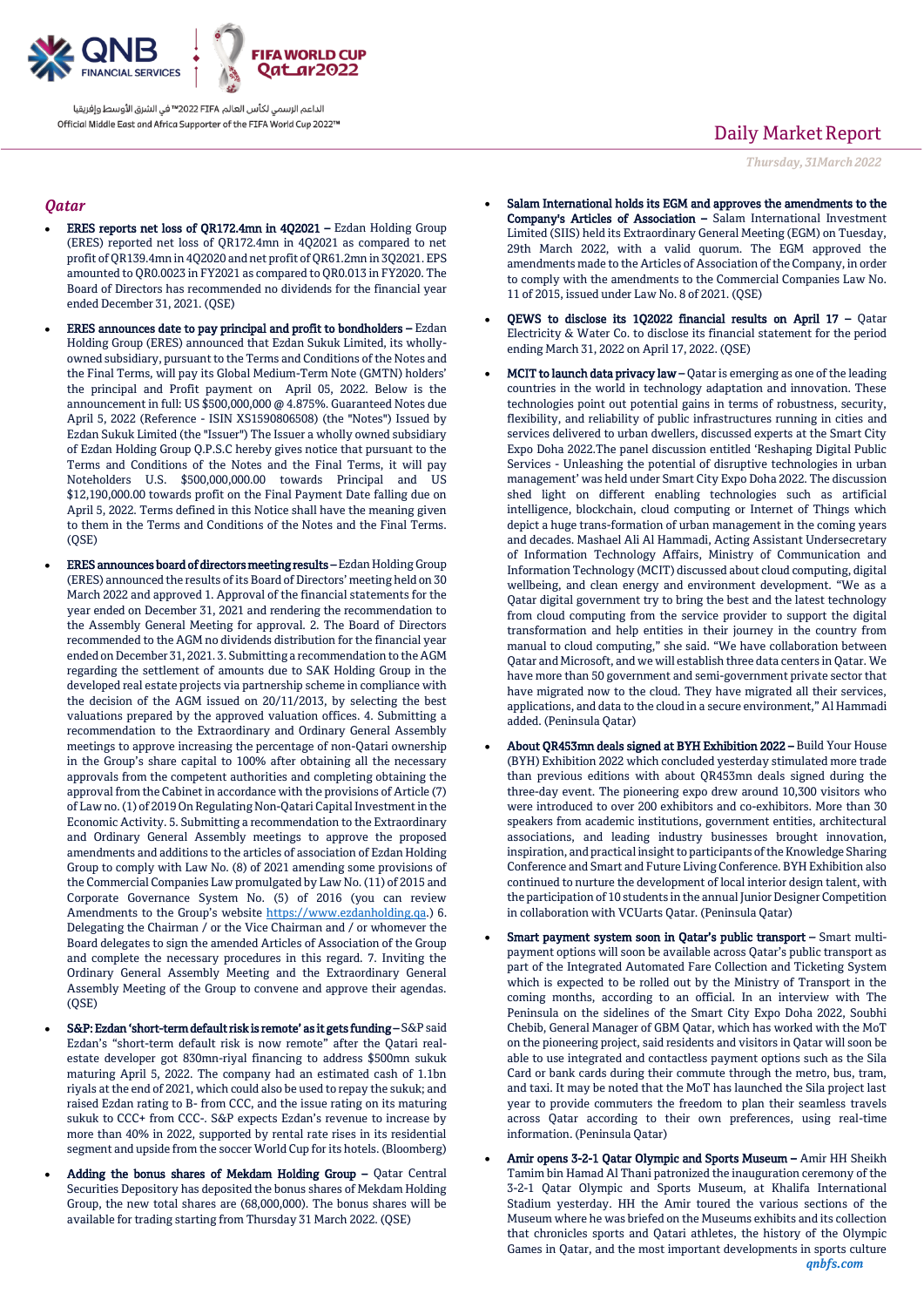## Qatar

- **ERES reports net loss of QR172.4mn in 4Q2021 –** Ezdan Holding Group (ERES) reported net loss of QR172.4mn in 4Q2021 as compared to net profit of QR139.4mn in 4Q2020 and net profit of QR61.2mn in 3Q2021. EPS amounted to QR0.0023 in FY2021 as compared to QR0.013 in FY2020. The Board of Directors has recommended no dividends for the financial year ended December 31, 2021. (QSE)

- **ERES announces date to pay principal and profit to bondholders –** Ezdan Holding Group (ERES) announced that Ezdan Sukuk Limited, its wholly-owned subsidiary, pursuant to the Terms and Conditions of the Notes and the Final Terms, will pay its Global Medium-Term Note (GMTN) holders' the principal and Profit payment on April 05, 2022. Below is the announcement in full: US $500,000,000 @ 4.875%. Guaranteed Notes due April 5, 2022 (Reference - ISIN XS1590806508) (the "Notes") Issued by Ezdan Sukuk Limited (the "Issuer") The Issuer a wholly owned subsidiary of Ezdan Holding Group Q.P.S.C hereby gives notice that pursuant to the Terms and Conditions of the Notes and the Final Terms, it will pay Noteholders U.S. $500,000,000.00 towards Principal and US $12,190,000.00 towards profit on the Final Payment Date falling due on April 5, 2022. Terms defined in this Notice shall have the meaning given to them in the Terms and Conditions of the Notes and the Final Terms. (QSE)

- **ERES announces board of directors meeting results –** Ezdan Holding Group (ERES) announced the results of its Board of Directors' meeting held on 30 March 2022 and approved 1. Approval of the financial statements for the year ended on December 31, 2021 and rendering the recommendation to the Assembly General Meeting for approval. 2. The Board of Directors recommended to the AGM no dividends distribution for the financial year ended on December 31, 2021. 3. Submitting a recommendation to the AGM regarding the settlement of amounts due to SAK Holding Group in the developed real estate projects via partnership scheme in compliance with the decision of the AGM issued on 20/11/2013, by selecting the best valuations prepared by the approved valuation offices. 4. Submitting a recommendation to the Extraordinary and Ordinary General Assembly meetings to approve increasing the percentage of non-Qatari ownership in the Group's share capital to 100% after obtaining all the necessary approvals from the competent authorities and completing obtaining the approval from the Cabinet in accordance with the provisions of Article (7) of Law no. (1) of 2019 On Regulating Non-Qatari Capital Investment in the Economic Activity. 5. Submitting a recommendation to the Extraordinary and Ordinary General Assembly meetings to approve the proposed amendments and additions to the articles of association of Ezdan Holding Group to comply with Law No. (8) of 2021 amending some provisions of the Commercial Companies Law promulgated by Law No. (11) of 2015 and Corporate Governance System No. (5) of 2016 (you can review Amendments to the Group's website https://www.ezdanholding.qa.) 6. Delegating the Chairman / or the Vice Chairman and / or whomever the Board delegates to sign the amended Articles of Association of the Group and complete the necessary procedures in this regard. 7. Inviting the Ordinary General Assembly Meeting and the Extraordinary General Assembly Meeting of the Group to convene and approve their agendas. (QSE)

- **S&P: Ezdan 'short-term default risk is remote' as it gets funding –** S&P said Ezdan's "short-term default risk is now remote" after the Qatari real-estate developer got 830mn-riyal financing to address $500mn sukuk maturing April 5, 2022. The company had an estimated cash of 1.1bn riyals at the end of 2021, which could also be used to repay the sukuk; and raised Ezdan rating to B- from CCC, and the issue rating on its maturing sukuk to CCC+ from CCC-. S&P expects Ezdan's revenue to increase by more than 40% in 2022, supported by rental rate rises in its residential segment and upside from the soccer World Cup for its hotels. (Bloomberg)

- **Adding the bonus shares of Mekdam Holding Group –** Qatar Central Securities Depository has deposited the bonus shares of Mekdam Holding Group, the new total shares are (68,000,000). The bonus shares will be available for trading starting from Thursday 31 March 2022. (QSE)

- **Salam International holds its EGM and approves the amendments to the Company's Articles of Association –** Salam International Investment Limited (SIIS) held its Extraordinary General Meeting (EGM) on Tuesday, 29th March 2022, with a valid quorum. The EGM approved the amendments made to the Articles of Association of the Company, in order to comply with the amendments to the Commercial Companies Law No. 11 of 2015, issued under Law No. 8 of 2021. (QSE)

- **QEWS to disclose its 1Q2022 financial results on April 17 –** Qatar Electricity & Water Co. to disclose its financial statement for the period ending March 31, 2022 on April 17, 2022. (QSE)

- **MCIT to launch data privacy law –** Qatar is emerging as one of the leading countries in the world in technology adaptation and innovation. These technologies point out potential gains in terms of robustness, security, flexibility, and reliability of public infrastructures running in cities and services delivered to urban dwellers, discussed experts at the Smart City Expo Doha 2022.The panel discussion entitled 'Reshaping Digital Public Services - Unleashing the potential of disruptive technologies in urban management' was held under Smart City Expo Doha 2022. The discussion shed light on different enabling technologies such as artificial intelligence, blockchain, cloud computing or Internet of Things which depict a huge trans-formation of urban management in the coming years and decades. Mashael Ali Al Hammadi, Acting Assistant Undersecretary of Information Technology Affairs, Ministry of Communication and Information Technology (MCIT) discussed about cloud computing, digital wellbeing, and clean energy and environment development. "We as a Qatar digital government try to bring the best and the latest technology from cloud computing from the service provider to support the digital transformation and help entities in their journey in the country from manual to cloud computing," she said. "We have collaboration between Qatar and Microsoft, and we will establish three data centers in Qatar. We have more than 50 government and semi-government private sector that have migrated now to the cloud. They have migrated all their services, applications, and data to the cloud in a secure environment," Al Hammadi added. (Peninsula Qatar)

- **About QR453mn deals signed at BYH Exhibition 2022 –** Build Your House (BYH) Exhibition 2022 which concluded yesterday stimulated more trade than previous editions with about QR453mn deals signed during the three-day event. The pioneering expo drew around 10,300 visitors who were introduced to over 200 exhibitors and co-exhibitors. More than 30 speakers from academic institutions, government entities, architectural associations, and leading industry businesses brought innovation, inspiration, and practical insight to participants of the Knowledge Sharing Conference and Smart and Future Living Conference. BYH Exhibition also continued to nurture the development of local interior design talent, with the participation of 10 students in the annual Junior Designer Competition in collaboration with VCUarts Qatar. (Peninsula Qatar)

- **Smart payment system soon in Qatar's public transport –** Smart multi-payment options will soon be available across Qatar's public transport as part of the Integrated Automated Fare Collection and Ticketing System which is expected to be rolled out by the Ministry of Transport in the coming months, according to an official. In an interview with The Peninsula on the sidelines of the Smart City Expo Doha 2022, Soubhi Chebib, General Manager of GBM Qatar, which has worked with the MoT on the pioneering project, said residents and visitors in Qatar will soon be able to use integrated and contactless payment options such as the Sila Card or bank cards during their commute through the metro, bus, tram, and taxi. It may be noted that the MoT has launched the Sila project last year to provide commuters the freedom to plan their seamless travels across Qatar according to their own preferences, using real-time information. (Peninsula Qatar)

- **Amir opens 3-2-1 Qatar Olympic and Sports Museum –** Amir HH Sheikh Tamim bin Hamad Al Thani patronized the inauguration ceremony of the 3-2-1 Qatar Olympic and Sports Museum, at Khalifa International Stadium yesterday. HH the Amir toured the various sections of the Museum where he was briefed on the Museums exhibits and its collection that chronicles sports and Qatari athletes, the history of the Olympic Games in Qatar, and the most important developments in sports culture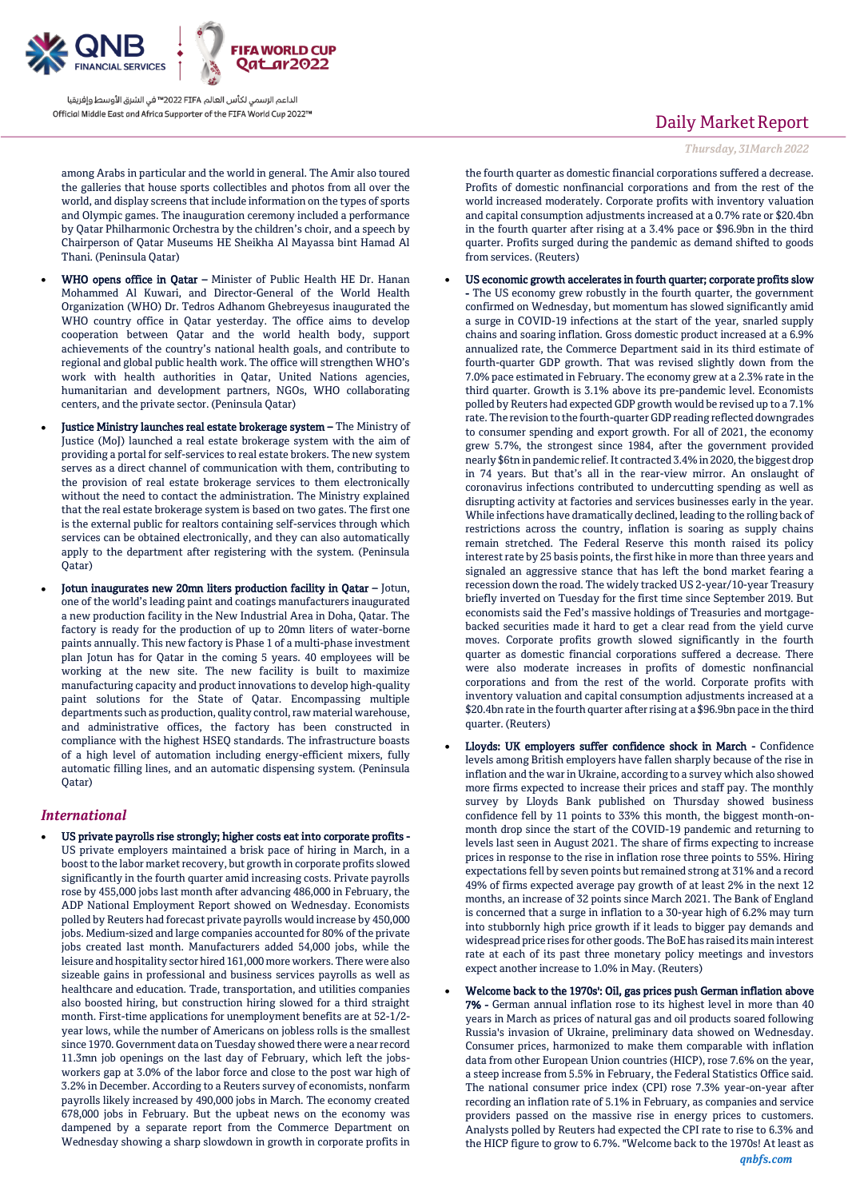among Arabs in particular and the world in general. The Amir also toured the galleries that house sports collectibles and photos from all over the world, and display screens that include information on the types of sports and Olympic games. The inauguration ceremony included a performance by Qatar Philharmonic Orchestra by the children's choir, and a speech by Chairperson of Qatar Museums HE Sheikha Al Mayassa bint Hamad Al Thani. (Peninsula Qatar)

- **WHO opens office in Qatar –** Minister of Public Health HE Dr. Hanan Mohammed Al Kuwari, and Director-General of the World Health Organization (WHO) Dr. Tedros Adhanom Ghebreyesus inaugurated the WHO country office in Qatar yesterday. The office aims to develop cooperation between Qatar and the world health body, support achievements of the country's national health goals, and contribute to regional and global public health work. The office will strengthen WHO's work with health authorities in Qatar, United Nations agencies, humanitarian and development partners, NGOs, WHO collaborating centers, and the private sector. (Peninsula Qatar)
- **Justice Ministry launches real estate brokerage system –** The Ministry of Justice (MoJ) launched a real estate brokerage system with the aim of providing a portal for self-services to real estate brokers. The new system serves as a direct channel of communication with them, contributing to the provision of real estate brokerage services to them electronically without the need to contact the administration. The Ministry explained that the real estate brokerage system is based on two gates. The first one is the external public for realtors containing self-services through which services can be obtained electronically, and they can also automatically apply to the department after registering with the system. (Peninsula Qatar)
- **Jotun inaugurates new 20mn liters production facility in Qatar –** Jotun, one of the world's leading paint and coatings manufacturers inaugurated a new production facility in the New Industrial Area in Doha, Qatar. The factory is ready for the production of up to 20mn liters of water-borne paints annually. This new factory is Phase 1 of a multi-phase investment plan Jotun has for Qatar in the coming 5 years. 40 employees will be working at the new site. The new facility is built to maximize manufacturing capacity and product innovations to develop high-quality paint solutions for the State of Qatar. Encompassing multiple departments such as production, quality control, raw material warehouse, and administrative offices, the factory has been constructed in compliance with the highest HSEQ standards. The infrastructure boasts of a high level of automation including energy-efficient mixers, fully automatic filling lines, and an automatic dispensing system. (Peninsula Qatar)

## *International*

- **US private payrolls rise strongly; higher costs eat into corporate profits -** US private employers maintained a brisk pace of hiring in March, in a boost to the labor market recovery, but growth in corporate profits slowed significantly in the fourth quarter amid increasing costs. Private payrolls rose by 455,000 jobs last month after advancing 486,000 in February, the ADP National Employment Report showed on Wednesday. Economists polled by Reuters had forecast private payrolls would increase by 450,000 jobs. Medium-sized and large companies accounted for 80% of the private jobs created last month. Manufacturers added 54,000 jobs, while the leisure and hospitality sector hired 161,000 more workers. There were also sizeable gains in professional and business services payrolls as well as healthcare and education. Trade, transportation, and utilities companies also boosted hiring, but construction hiring slowed for a third straight month. First-time applications for unemployment benefits are at 52-1/2-year lows, while the number of Americans on jobless rolls is the smallest since 1970. Government data on Tuesday showed there were a near record 11.3mn job openings on the last day of February, which left the jobs-workers gap at 3.0% of the labor force and close to the post war high of 3.2% in December. According to a Reuters survey of economists, nonfarm payrolls likely increased by 490,000 jobs in March. The economy created 678,000 jobs in February. But the upbeat news on the economy was dampened by a separate report from the Commerce Department on Wednesday showing a sharp slowdown in growth in corporate profits in the fourth quarter as domestic financial corporations suffered a decrease. Profits of domestic nonfinancial corporations and from the rest of the world increased moderately. Corporate profits with inventory valuation and capital consumption adjustments increased at a 0.7% rate or $20.4bn in the fourth quarter after rising at a 3.4% pace or $96.9bn in the third quarter. Profits surged during the pandemic as demand shifted to goods from services. (Reuters)
- **US economic growth accelerates in fourth quarter; corporate profits slow -** The US economy grew robustly in the fourth quarter, the government confirmed on Wednesday, but momentum has slowed significantly amid a surge in COVID-19 infections at the start of the year, snarled supply chains and soaring inflation. Gross domestic product increased at a 6.9% annualized rate, the Commerce Department said in its third estimate of fourth-quarter GDP growth. That was revised slightly down from the 7.0% pace estimated in February. The economy grew at a 2.3% rate in the third quarter. Growth is 3.1% above its pre-pandemic level. Economists polled by Reuters had expected GDP growth would be revised up to a 7.1% rate. The revision to the fourth-quarter GDP reading reflected downgrades to consumer spending and export growth. For all of 2021, the economy grew 5.7%, the strongest since 1984, after the government provided nearly $6tn in pandemic relief. It contracted 3.4% in 2020, the biggest drop in 74 years. But that's all in the rear-view mirror. An onslaught of coronavirus infections contributed to undercutting spending as well as disrupting activity at factories and services businesses early in the year. While infections have dramatically declined, leading to the rolling back of restrictions across the country, inflation is soaring as supply chains remain stretched. The Federal Reserve this month raised its policy interest rate by 25 basis points, the first hike in more than three years and signaled an aggressive stance that has left the bond market fearing a recession down the road. The widely tracked US 2-year/10-year Treasury briefly inverted on Tuesday for the first time since September 2019. But economists said the Fed's massive holdings of Treasuries and mortgage-backed securities made it hard to get a clear read from the yield curve moves. Corporate profits growth slowed significantly in the fourth quarter as domestic financial corporations suffered a decrease. There were also moderate increases in profits of domestic nonfinancial corporations and from the rest of the world. Corporate profits with inventory valuation and capital consumption adjustments increased at a $20.4bn rate in the fourth quarter after rising at a $96.9bn pace in the third quarter. (Reuters)
- **Lloyds: UK employers suffer confidence shock in March -** Confidence levels among British employers have fallen sharply because of the rise in inflation and the war in Ukraine, according to a survey which also showed more firms expected to increase their prices and staff pay. The monthly survey by Lloyds Bank published on Thursday showed business confidence fell by 11 points to 33% this month, the biggest month-on-month drop since the start of the COVID-19 pandemic and returning to levels last seen in August 2021. The share of firms expecting to increase prices in response to the rise in inflation rose three points to 55%. Hiring expectations fell by seven points but remained strong at 31% and a record 49% of firms expected average pay growth of at least 2% in the next 12 months, an increase of 32 points since March 2021. The Bank of England is concerned that a surge in inflation to a 30-year high of 6.2% may turn into stubbornly high price growth if it leads to bigger pay demands and widespread price rises for other goods. The BoE has raised its main interest rate at each of its past three monetary policy meetings and investors expect another increase to 1.0% in May. (Reuters)
- **Welcome back to the 1970s': Oil, gas prices push German inflation above 7% -** German annual inflation rose to its highest level in more than 40 years in March as prices of natural gas and oil products soared following Russia's invasion of Ukraine, preliminary data showed on Wednesday. Consumer prices, harmonized to make them comparable with inflation data from other European Union countries (HICP), rose 7.6% on the year, a steep increase from 5.5% in February, the Federal Statistics Office said. The national consumer price index (CPI) rose 7.3% year-on-year after recording an inflation rate of 5.1% in February, as companies and service providers passed on the massive rise in energy prices to customers. Analysts polled by Reuters had expected the CPI rate to rise to 6.3% and the HICP figure to grow to 6.7%. "Welcome back to the 1970s! At least as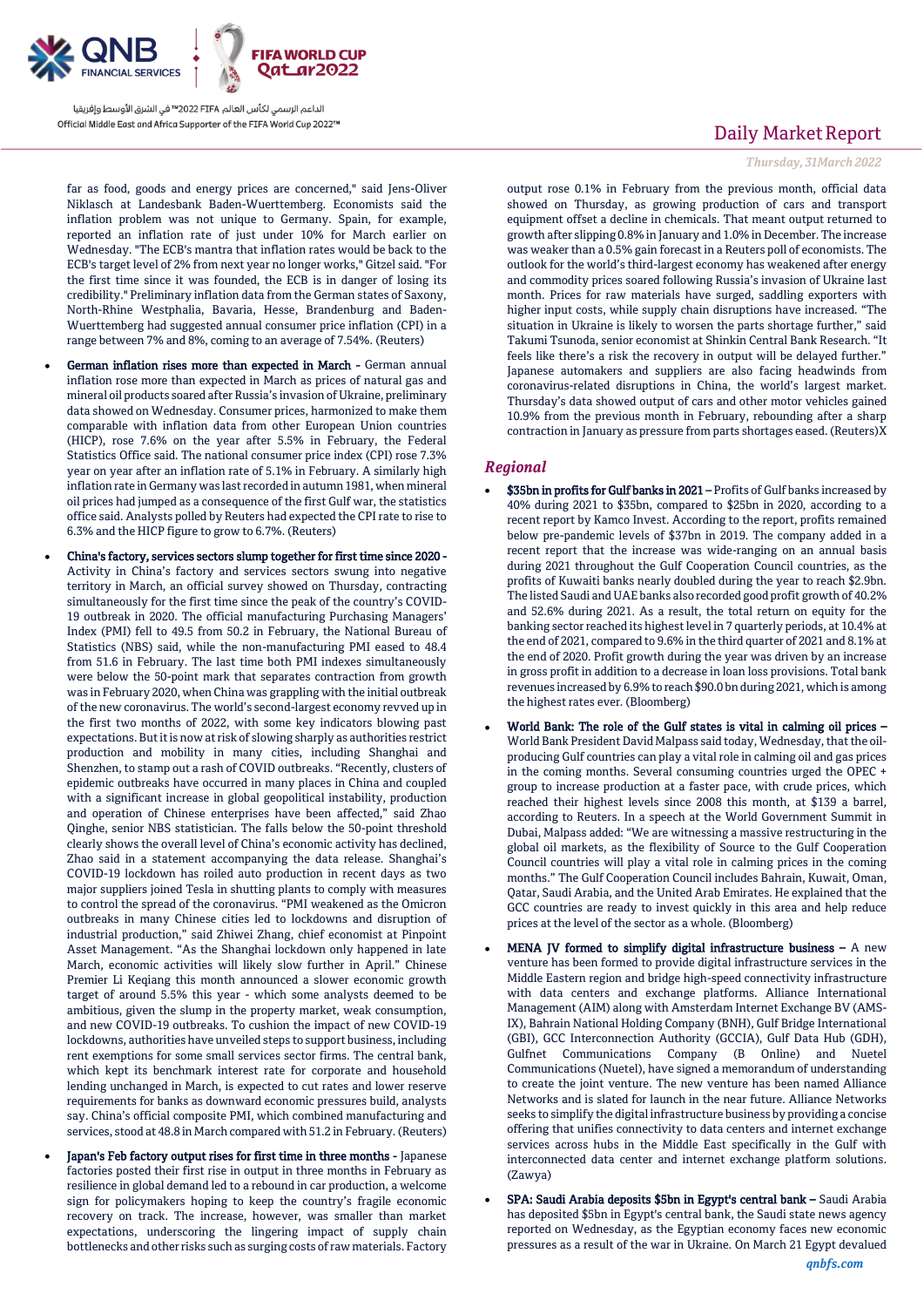far as food, goods and energy prices are concerned," said Jens-Oliver Niklasch at Landesbank Baden-Wuerttemberg. Economists said the inflation problem was not unique to Germany. Spain, for example, reported an inflation rate of just under 10% for March earlier on Wednesday. "The ECB's mantra that inflation rates would be back to the ECB's target level of 2% from next year no longer works," Gitzel said. "For the first time since it was founded, the ECB is in danger of losing its credibility." Preliminary inflation data from the German states of Saxony, North-Rhine Westphalia, Bavaria, Hesse, Brandenburg and Baden-Wuerttemberg had suggested annual consumer price inflation (CPI) in a range between 7% and 8%, coming to an average of 7.54%. (Reuters)

- **German inflation rises more than expected in March -** German annual inflation rose more than expected in March as prices of natural gas and mineral oil products soared after Russia's invasion of Ukraine, preliminary data showed on Wednesday. Consumer prices, harmonized to make them comparable with inflation data from other European Union countries (HICP), rose 7.6% on the year after 5.5% in February, the Federal Statistics Office said. The national consumer price index (CPI) rose 7.3% year on year after an inflation rate of 5.1% in February. A similarly high inflation rate in Germany was last recorded in autumn 1981, when mineral oil prices had jumped as a consequence of the first Gulf war, the statistics office said. Analysts polled by Reuters had expected the CPI rate to rise to 6.3% and the HICP figure to grow to 6.7%. (Reuters)
- **China's factory, services sectors slump together for first time since 2020 -** Activity in China's factory and services sectors swung into negative territory in March, an official survey showed on Thursday, contracting simultaneously for the first time since the peak of the country's COVID-19 outbreak in 2020. The official manufacturing Purchasing Managers' Index (PMI) fell to 49.5 from 50.2 in February, the National Bureau of Statistics (NBS) said, while the non-manufacturing PMI eased to 48.4 from 51.6 in February. The last time both PMI indexes simultaneously were below the 50-point mark that separates contraction from growth was in February 2020, when China was grappling with the initial outbreak of the new coronavirus. The world's second-largest economy revved up in the first two months of 2022, with some key indicators blowing past expectations. But it is now at risk of slowing sharply as authorities restrict production and mobility in many cities, including Shanghai and Shenzhen, to stamp out a rash of COVID outbreaks. "Recently, clusters of epidemic outbreaks have occurred in many places in China and coupled with a significant increase in global geopolitical instability, production and operation of Chinese enterprises have been affected," said Zhao Qinghe, senior NBS statistician. The falls below the 50-point threshold clearly shows the overall level of China's economic activity has declined, Zhao said in a statement accompanying the data release. Shanghai's COVID-19 lockdown has roiled auto production in recent days as two major suppliers joined Tesla in shutting plants to comply with measures to control the spread of the coronavirus. "PMI weakened as the Omicron outbreaks in many Chinese cities led to lockdowns and disruption of industrial production," said Zhiwei Zhang, chief economist at Pinpoint Asset Management. "As the Shanghai lockdown only happened in late March, economic activities will likely slow further in April." Chinese Premier Li Keqiang this month announced a slower economic growth target of around 5.5% this year - which some analysts deemed to be ambitious, given the slump in the property market, weak consumption, and new COVID-19 outbreaks. To cushion the impact of new COVID-19 lockdowns, authorities have unveiled steps to support business, including rent exemptions for some small services sector firms. The central bank, which kept its benchmark interest rate for corporate and household lending unchanged in March, is expected to cut rates and lower reserve requirements for banks as downward economic pressures build, analysts say. China's official composite PMI, which combined manufacturing and services, stood at 48.8 in March compared with 51.2 in February. (Reuters)
- **Japan's Feb factory output rises for first time in three months -** Japanese factories posted their first rise in output in three months in February as resilience in global demand led to a rebound in car production, a welcome sign for policymakers hoping to keep the country's fragile economic recovery on track. The increase, however, was smaller than market expectations, underscoring the lingering impact of supply chain bottlenecks and other risks such as surging costs of raw materials. Factory output rose 0.1% in February from the previous month, official data showed on Thursday, as growing production of cars and transport equipment offset a decline in chemicals. That meant output returned to growth after slipping 0.8% in January and 1.0% in December. The increase was weaker than a 0.5% gain forecast in a Reuters poll of economists. The outlook for the world's third-largest economy has weakened after energy and commodity prices soared following Russia's invasion of Ukraine last month. Prices for raw materials have surged, saddling exporters with higher input costs, while supply chain disruptions have increased. "The situation in Ukraine is likely to worsen the parts shortage further," said Takumi Tsunoda, senior economist at Shinkin Central Bank Research. "It feels like there's a risk the recovery in output will be delayed further." Japanese automakers and suppliers are also facing headwinds from coronavirus-related disruptions in China, the world's largest market. Thursday's data showed output of cars and other motor vehicles gained 10.9% from the previous month in February, rebounding after a sharp contraction in January as pressure from parts shortages eased. (Reuters)X

## *Regional*

- **$35bn in profits for Gulf banks in 2021 –** Profits of Gulf banks increased by 40% during 2021 to $35bn, compared to $25bn in 2020, according to a recent report by Kamco Invest. According to the report, profits remained below pre-pandemic levels of $37bn in 2019. The company added in a recent report that the increase was wide-ranging on an annual basis during 2021 throughout the Gulf Cooperation Council countries, as the profits of Kuwaiti banks nearly doubled during the year to reach $2.9bn. The listed Saudi and UAE banks also recorded good profit growth of 40.2% and 52.6% during 2021. As a result, the total return on equity for the banking sector reached its highest level in 7 quarterly periods, at 10.4% at the end of 2021, compared to 9.6% in the third quarter of 2021 and 8.1% at the end of 2020. Profit growth during the year was driven by an increase in gross profit in addition to a decrease in loan loss provisions. Total bank revenues increased by 6.9% to reach $90.0 bn during 2021, which is among the highest rates ever. (Bloomberg)
- **World Bank: The role of the Gulf states is vital in calming oil prices –** World Bank President David Malpass said today, Wednesday, that the oil-producing Gulf countries can play a vital role in calming oil and gas prices in the coming months. Several consuming countries urged the OPEC + group to increase production at a faster pace, with crude prices, which reached their highest levels since 2008 this month, at $139 a barrel, according to Reuters. In a speech at the World Government Summit in Dubai, Malpass added: "We are witnessing a massive restructuring in the global oil markets, as the flexibility of Source to the Gulf Cooperation Council countries will play a vital role in calming prices in the coming months." The Gulf Cooperation Council includes Bahrain, Kuwait, Oman, Qatar, Saudi Arabia, and the United Arab Emirates. He explained that the GCC countries are ready to invest quickly in this area and help reduce prices at the level of the sector as a whole. (Bloomberg)
- **MENA JV formed to simplify digital infrastructure business –** A new venture has been formed to provide digital infrastructure services in the Middle Eastern region and bridge high-speed connectivity infrastructure with data centers and exchange platforms. Alliance International Management (AIM) along with Amsterdam Internet Exchange BV (AMS-IX), Bahrain National Holding Company (BNH), Gulf Bridge International (GBI), GCC Interconnection Authority (GCCIA), Gulf Data Hub (GDH), Gulfnet Communications Company (B Online) and Nuetel Communications (Nuetel), have signed a memorandum of understanding to create the joint venture. The new venture has been named Alliance Networks and is slated for launch in the near future. Alliance Networks seeks to simplify the digital infrastructure business by providing a concise offering that unifies connectivity to data centers and internet exchange services across hubs in the Middle East specifically in the Gulf with interconnected data center and internet exchange platform solutions. (Zawya)
- **SPA: Saudi Arabia deposits $5bn in Egypt's central bank –** Saudi Arabia has deposited $5bn in Egypt's central bank, the Saudi state news agency reported on Wednesday, as the Egyptian economy faces new economic pressures as a result of the war in Ukraine. On March 21 Egypt devalued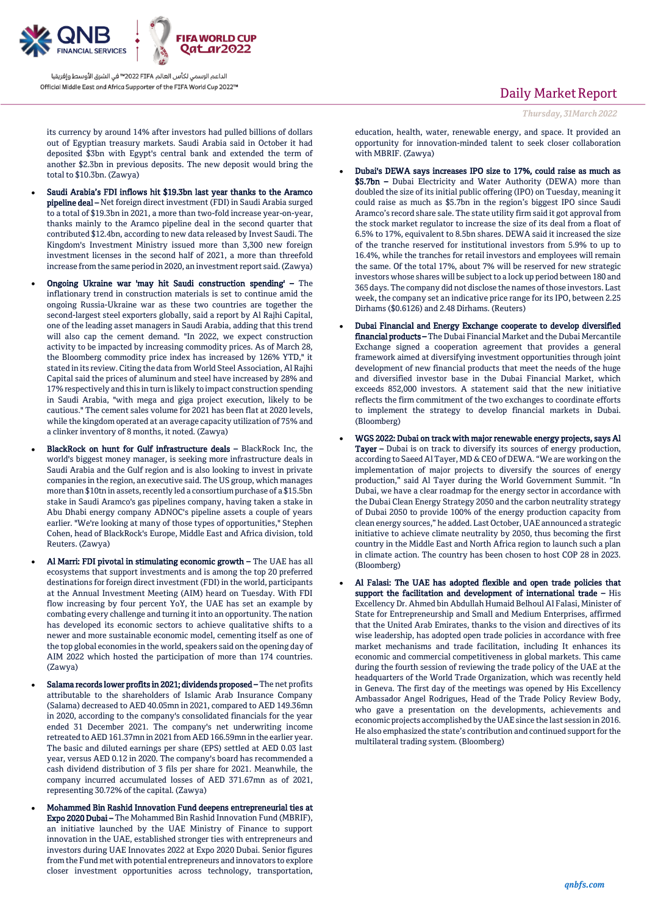its currency by around 14% after investors had pulled billions of dollars out of Egyptian treasury markets. Saudi Arabia said in October it had deposited $3bn with Egypt's central bank and extended the term of another $2.3bn in previous deposits. The new deposit would bring the total to $10.3bn. (Zawya)

- **Saudi Arabia's FDI inflows hit $19.3bn last year thanks to the Aramco pipeline deal –** Net foreign direct investment (FDI) in Saudi Arabia surged to a total of $19.3bn in 2021, a more than two-fold increase year-on-year, thanks mainly to the Aramco pipeline deal in the second quarter that contributed $12.4bn, according to new data released by Invest Saudi. The Kingdom's Investment Ministry issued more than 3,300 new foreign investment licenses in the second half of 2021, a more than threefold increase from the same period in 2020, an investment report said. (Zawya)
- **Ongoing Ukraine war 'may hit Saudi construction spending' –** The inflationary trend in construction materials is set to continue amid the ongoing Russia-Ukraine war as these two countries are together the second-largest steel exporters globally, said a report by Al Rajhi Capital, one of the leading asset managers in Saudi Arabia, adding that this trend will also cap the cement demand. "In 2022, we expect construction activity to be impacted by increasing commodity prices. As of March 28, the Bloomberg commodity price index has increased by 126% YTD," it stated in its review. Citing the data from World Steel Association, Al Rajhi Capital said the prices of aluminum and steel have increased by 28% and 17% respectively and this in turn is likely to impact construction spending in Saudi Arabia, "with mega and giga project execution, likely to be cautious." The cement sales volume for 2021 has been flat at 2020 levels, while the kingdom operated at an average capacity utilization of 75% and a clinker inventory of 8 months, it noted. (Zawya)
- **BlackRock on hunt for Gulf infrastructure deals –** BlackRock Inc, the world's biggest money manager, is seeking more infrastructure deals in Saudi Arabia and the Gulf region and is also looking to invest in private companies in the region, an executive said. The US group, which manages more than $10tn in assets, recently led a consortium purchase of a $15.5bn stake in Saudi Aramco's gas pipelines company, having taken a stake in Abu Dhabi energy company ADNOC's pipeline assets a couple of years earlier. "We're looking at many of those types of opportunities," Stephen Cohen, head of BlackRock's Europe, Middle East and Africa division, told Reuters. (Zawya)
- **Al Marri: FDI pivotal in stimulating economic growth –** The UAE has all ecosystems that support investments and is among the top 20 preferred destinations for foreign direct investment (FDI) in the world, participants at the Annual Investment Meeting (AIM) heard on Tuesday. With FDI flow increasing by four percent YoY, the UAE has set an example by combating every challenge and turning it into an opportunity. The nation has developed its economic sectors to achieve qualitative shifts to a newer and more sustainable economic model, cementing itself as one of the top global economies in the world, speakers said on the opening day of AIM 2022 which hosted the participation of more than 174 countries. (Zawya)
- **Salama records lower profits in 2021; dividends proposed –** The net profits attributable to the shareholders of Islamic Arab Insurance Company (Salama) decreased to AED 40.05mn in 2021, compared to AED 149.36mn in 2020, according to the company's consolidated financials for the year ended 31 December 2021. The company's net underwriting income retreated to AED 161.37mn in 2021 from AED 166.59mn in the earlier year. The basic and diluted earnings per share (EPS) settled at AED 0.03 last year, versus AED 0.12 in 2020. The company's board has recommended a cash dividend distribution of 3 fils per share for 2021. Meanwhile, the company incurred accumulated losses of AED 371.67mn as of 2021, representing 30.72% of the capital. (Zawya)
- **Mohammed Bin Rashid Innovation Fund deepens entrepreneurial ties at Expo 2020 Dubai –** The Mohammed Bin Rashid Innovation Fund (MBRIF), an initiative launched by the UAE Ministry of Finance to support innovation in the UAE, established stronger ties with entrepreneurs and investors during UAE Innovates 2022 at Expo 2020 Dubai. Senior figures from the Fund met with potential entrepreneurs and innovators to explore closer investment opportunities across technology, transportation, education, health, water, renewable energy, and space. It provided an opportunity for innovation-minded talent to seek closer collaboration with MBRIF. (Zawya)
- **Dubai's DEWA says increases IPO size to 17%, could raise as much as $5.7bn –** Dubai Electricity and Water Authority (DEWA) more than doubled the size of its initial public offering (IPO) on Tuesday, meaning it could raise as much as $5.7bn in the region's biggest IPO since Saudi Aramco's record share sale. The state utility firm said it got approval from the stock market regulator to increase the size of its deal from a float of 6.5% to 17%, equivalent to 8.5bn shares. DEWA said it increased the size of the tranche reserved for institutional investors from 5.9% to up to 16.4%, while the tranches for retail investors and employees will remain the same. Of the total 17%, about 7% will be reserved for new strategic investors whose shares will be subject to a lock up period between 180 and 365 days. The company did not disclose the names of those investors. Last week, the company set an indicative price range for its IPO, between 2.25 Dirhams ($0.6126) and 2.48 Dirhams. (Reuters)
- **Dubai Financial and Energy Exchange cooperate to develop diversified financial products –** The Dubai Financial Market and the Dubai Mercantile Exchange signed a cooperation agreement that provides a general framework aimed at diversifying investment opportunities through joint development of new financial products that meet the needs of the huge and diversified investor base in the Dubai Financial Market, which exceeds 852,000 investors. A statement said that the new initiative reflects the firm commitment of the two exchanges to coordinate efforts to implement the strategy to develop financial markets in Dubai. (Bloomberg)
- **WGS 2022: Dubai on track with major renewable energy projects, says Al Tayer –** Dubai is on track to diversify its sources of energy production, according to Saeed Al Tayer, MD & CEO of DEWA. "We are working on the implementation of major projects to diversify the sources of energy production," said Al Tayer during the World Government Summit. "In Dubai, we have a clear roadmap for the energy sector in accordance with the Dubai Clean Energy Strategy 2050 and the carbon neutrality strategy of Dubai 2050 to provide 100% of the energy production capacity from clean energy sources," he added. Last October, UAE announced a strategic initiative to achieve climate neutrality by 2050, thus becoming the first country in the Middle East and North Africa region to launch such a plan in climate action. The country has been chosen to host COP 28 in 2023. (Bloomberg)
- **Al Falasi: The UAE has adopted flexible and open trade policies that support the facilitation and development of international trade –** His Excellency Dr. Ahmed bin Abdullah Humaid Belhoul Al Falasi, Minister of State for Entrepreneurship and Small and Medium Enterprises, affirmed that the United Arab Emirates, thanks to the vision and directives of its wise leadership, has adopted open trade policies in accordance with free market mechanisms and trade facilitation, including It enhances its economic and commercial competitiveness in global markets. This came during the fourth session of reviewing the trade policy of the UAE at the headquarters of the World Trade Organization, which was recently held in Geneva. The first day of the meetings was opened by His Excellency Ambassador Angel Rodrigues, Head of the Trade Policy Review Body, who gave a presentation on the developments, achievements and economic projects accomplished by the UAE since the last session in 2016. He also emphasized the state's contribution and continued support for the multilateral trading system. (Bloomberg)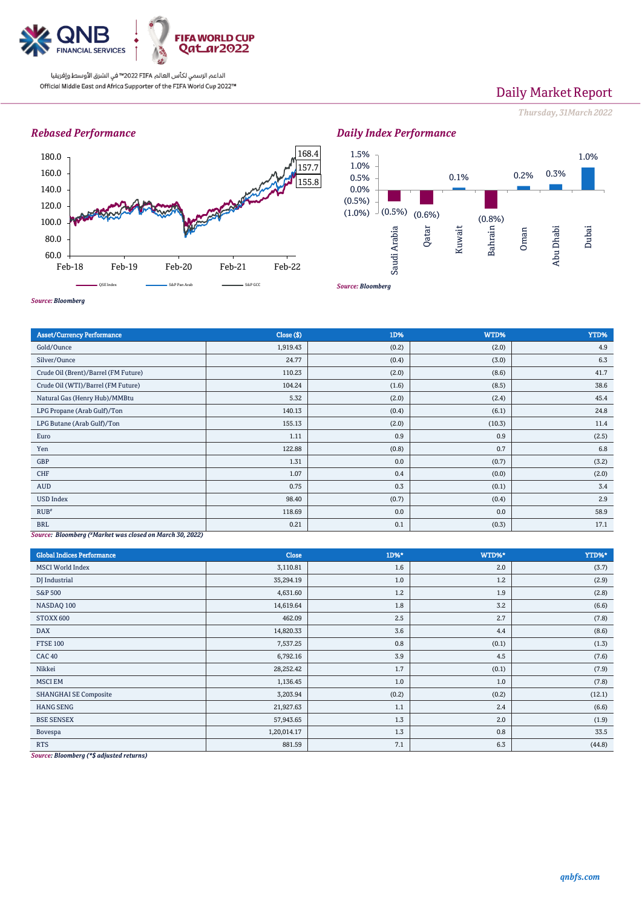# Daily Market Report

*Thursday, 31March 2022*

## Rebased Performance

Source: Bloomberg

## Daily Index Performance

Source: Bloomberg

| Asset/Currency Performance | Close ($) | 1D% | WTD% | YTD% |
|---|---|---|---|---|
| Gold/Ounce | 1,919.43 | (0.2) | (2.0) | 4.9 |
| Silver/Ounce | 24.77 | (0.4) | (3.0) | 6.3 |
| Crude Oil (Brent)/Barrel (FM Future) | 110.23 | (2.0) | (8.6) | 41.7 |
| Crude Oil (WTI)/Barrel (FM Future) | 104.24 | (1.6) | (8.5) | 38.6 |
| Natural Gas (Henry Hub)/MMBtu | 5.32 | (2.0) | (2.4) | 45.4 |
| LPG Propane (Arab Gulf)/Ton | 140.13 | (0.4) | (6.1) | 24.8 |
| LPG Butane (Arab Gulf)/Ton | 155.13 | (2.0) | (10.3) | 11.4 |
| Euro | 1.11 | 0.9 | 0.9 | (2.5) |
| Yen | 122.88 | (0.8) | 0.7 | 6.8 |
| GBP | 1.31 | 0.0 | (0.7) | (3.2) |
| CHF | 1.07 | 0.4 | (0.0) | (2.0) |
| AUD | 0.75 | 0.3 | (0.1) | 3.4 |
| USD Index | 98.40 | (0.7) | (0.4) | 2.9 |
| RUB# | 118.69 | 0.0 | 0.0 | 58.9 |
| BRL | 0.21 | 0.1 | (0.3) | 17.1 |

*Source: Bloomberg (#Market was closed on March 30, 2022)*

| Global Indices Performance | Close | 1D%* | WTD%* | YTD%* |
|---|---|---|---|---|
| MSCI World Index | 3,110.81 | 1.6 | 2.0 | (3.7) |
| DJ Industrial | 35,294.19 | 1.0 | 1.2 | (2.9) |
| S&P 500 | 4,631.60 | 1.2 | 1.9 | (2.8) |
| NASDAQ 100 | 14,619.64 | 1.8 | 3.2 | (6.6) |
| STOXX 600 | 462.09 | 2.5 | 2.7 | (7.8) |
| DAX | 14,820.33 | 3.6 | 4.4 | (8.6) |
| FTSE 100 | 7,537.25 | 0.8 | (0.1) | (1.3) |
| CAC 40 | 6,792.16 | 3.9 | 4.5 | (7.6) |
| Nikkei | 28,252.42 | 1.7 | (0.1) | (7.9) |
| MSCI EM | 1,136.45 | 1.0 | 1.0 | (7.8) |
| SHANGHAI SE Composite | 3,203.94 | (0.2) | (0.2) | (12.1) |
| HANG SENG | 21,927.63 | 1.1 | 2.4 | (6.6) |
| BSE SENSEX | 57,943.65 | 1.3 | 2.0 | (1.9) |
| Bovespa | 1,20,014.17 | 1.3 | 0.8 | 33.5 |
| RTS | 881.59 | 7.1 | 6.3 | (44.8) |

*Source: Bloomberg (*$ adjusted returns)*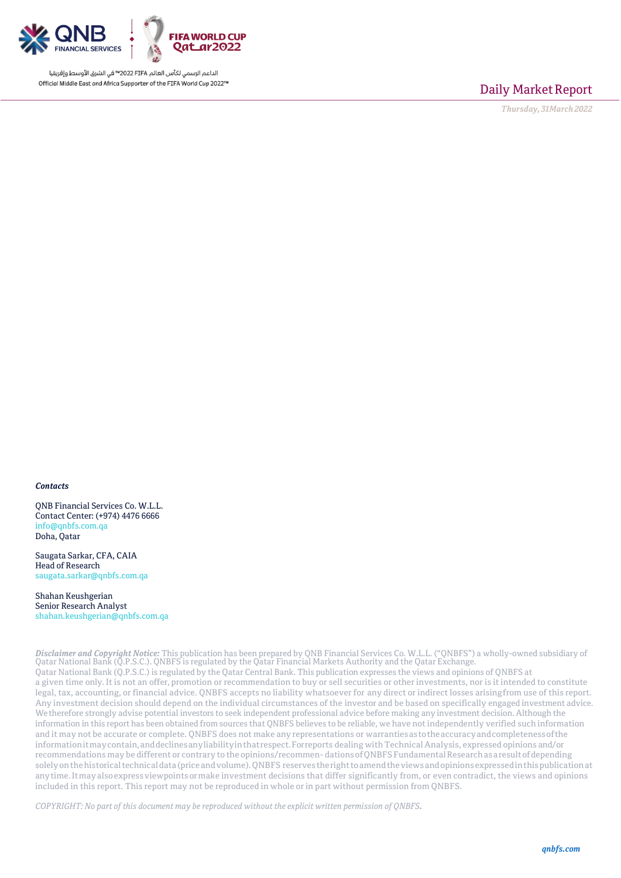الداعم الرسمي لكأس العالم FIFA 2022™ في الشرق الأوسط وإفريقيا
Official Middle East and Africa Supporter of the FIFA World Cup 2022™

# Daily Market Report

*Thursday, 31March 2022*

***Contacts***

QNB Financial Services Co. W.L.L.
Contact Center: (+974) 4476 6666
info@qnbfs.com.qa
Doha, Qatar

Saugata Sarkar, CFA, CAIA
Head of Research
saugata.sarkar@qnbfs.com.qa

Shahan Keushgerian
Senior Research Analyst
shahan.keushgerian@qnbfs.com.qa

***Disclaimer and Copyright Notice:*** This publication has been prepared by QNB Financial Services Co. W.L.L. ("QNBFS") a wholly-owned subsidiary of Qatar National Bank (Q.P.S.C.). QNBFS is regulated by the Qatar Financial Markets Authority and the Qatar Exchange. Qatar National Bank (Q.P.S.C.) is regulated by the Qatar Central Bank. This publication expresses the views and opinions of QNBFS at a given time only. It is not an offer, promotion or recommendation to buy or sell securities or other investments, nor is it intended to constitute legal, tax, accounting, or financial advice. QNBFS accepts no liability whatsoever for any direct or indirect losses arising from use of this report. Any investment decision should depend on the individual circumstances of the investor and be based on specifically engaged investment advice. We therefore strongly advise potential investors to seek independent professional advice before making any investment decision. Although the information in this report has been obtained from sources that QNBFS believes to be reliable, we have not independently verified such information and it may not be accurate or complete. QNBFS does not make any representations or warranties as to the accuracy and completeness of the information it may contain, and declines any liability in that respect. For reports dealing with Technical Analysis, expressed opinions and/or recommendations may be different or contrary to the opinions/recommen- dations of QNBFS Fundamental Research as a result of depending solely on the historical technical data (price and volume). QNBFS reserves the right to amend the views and opinions expressed in this publication at any time. It may also express viewpoints or make investment decisions that differ significantly from, or even contradict, the views and opinions included in this report. This report may not be reproduced in whole or in part without permission from QNBFS.

*COPYRIGHT: No part of this document may be reproduced without the explicit written permission of QNBFS.*

*qnbfs.com*